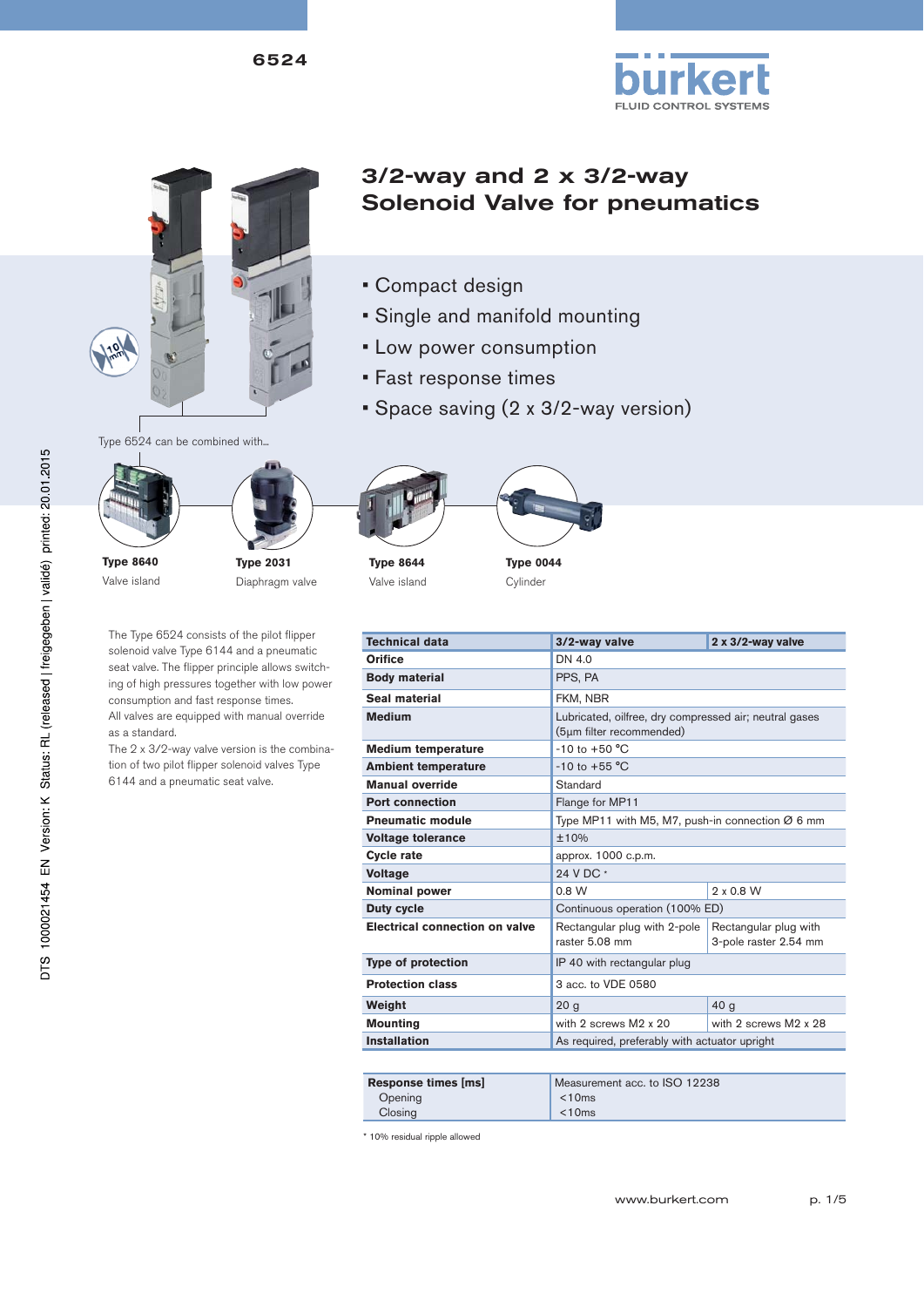6524

# 3/2-way and 2 x 3/2-way Solenoid Valve for pneumatics

- Compact design
- Single and manifold mounting
- Low power consumption
- Fast response times
- Space saving (2 x 3/2-way version)

Type 6524 can be combined with...

**Type 8640**
Valve island

**Type 2031**
Diaphragm valve

**Type 8644**
Valve island

**Type 0044**
Cylinder

The Type 6524 consists of the pilot flipper solenoid valve Type 6144 and a pneumatic seat valve. The flipper principle allows switching of high pressures together with low power consumption and fast response times.
All valves are equipped with manual override as a standard.
The 2 x 3/2-way valve version is the combination of two pilot flipper solenoid valves Type 6144 and a pneumatic seat valve.

| Technical data | 3/2-way valve | 2 x 3/2-way valve |
|---|---|---|
| Orifice | DN 4.0 | |
| Body material | PPS, PA | |
| Seal material | FKM, NBR | |
| Medium | Lubricated, oilfree, dry compressed air; neutral gases (5µm filter recommended) | |
| Medium temperature | -10 to +50 °C | |
| Ambient temperature | -10 to +55 °C | |
| Manual override | Standard | |
| Port connection | Flange for MP11 | |
| Pneumatic module | Type MP11 with M5, M7, push-in connection Ø 6 mm | |
| Voltage tolerance | ±10% | |
| Cycle rate | approx. 1000 c.p.m. | |
| Voltage | 24 V DC * | |
| Nominal power | 0.8 W | 2 x 0.8 W |
| Duty cycle | Continuous operation (100% ED) | |
| Electrical connection on valve | Rectangular plug with 2-pole raster 5.08 mm | Rectangular plug with 3-pole raster 2.54 mm |
| Type of protection | IP 40 with rectangular plug | |
| Protection class | 3 acc. to VDE 0580 | |
| Weight | 20 g | 40 g |
| Mounting | with 2 screws M2 x 20 | with 2 screws M2 x 28 |
| Installation | As required, preferably with actuator upright | |

| Response times [ms] | Measurement acc. to ISO 12238 |
|---|---|
| Opening | <10ms |
| Closing | <10ms |

\* 10% residual ripple allowed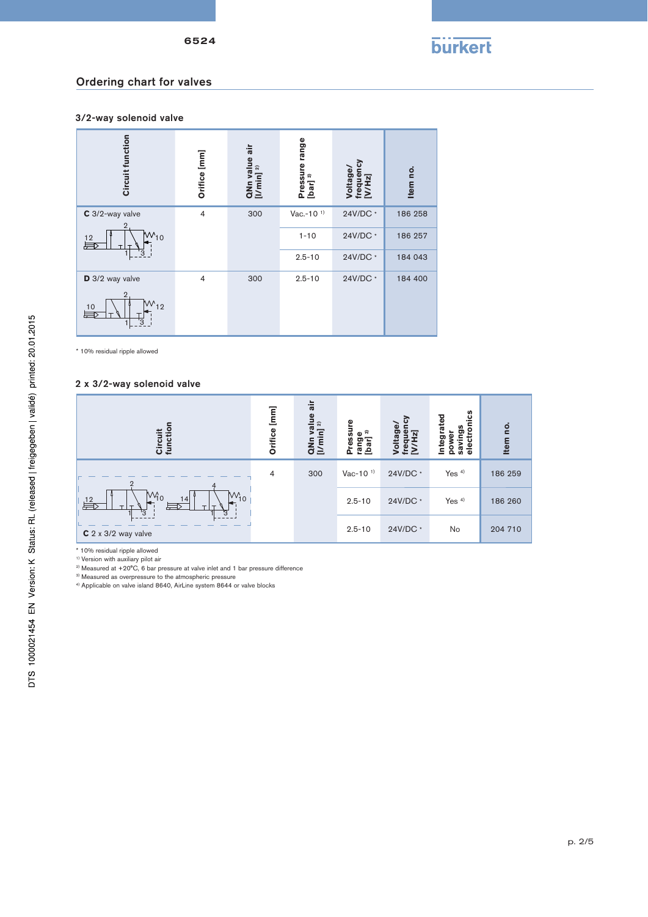## Ordering chart for valves

### 3/2-way solenoid valve

| Circuit function | Orifice [mm] | QNn value air [l/min] [2] | Pressure range [bar] [3] | Voltage/ frequency [V/Hz] | Item no. |
|---|---|---|---|---|---|
| **C** 3/2-way valve | 4 | 300 | Vac.-10 [1] | 24V/DC * | 186 258 |
| | | | 1-10 | 24V/DC * | 186 257 |
| | | | 2.5-10 | 24V/DC * | 184 043 |
| **D** 3/2 way valve | 4 | 300 | 2.5-10 | 24V/DC * | 184 400 |

* 10% residual ripple allowed

### 2 x 3/2-way solenoid valve

| Circuit function | Orifice [mm] | QNn value air [l/min] [2] | Pressure range [bar] [3] | Voltage/ frequency [V/Hz] | Integrated power savings electronics | Item no. |
|---|---|---|---|---|---|---|
| **C** 2 x 3/2 way valve | 4 | 300 | Vac-10 [1] | 24V/DC * | Yes [4] | 186 259 |
| | | | 2.5-10 | 24V/DC * | Yes [4] | 186 260 |
| | | | 2.5-10 | 24V/DC * | No | 204 710 |

* 10% residual ripple allowed
[1] Version with auxiliary pilot air
[2] Measured at +20°C, 6 bar pressure at valve inlet and 1 bar pressure difference
[3] Measured as overpressure to the atmospheric pressure
[4] Applicable on valve island 8640, AirLine system 8644 or valve blocks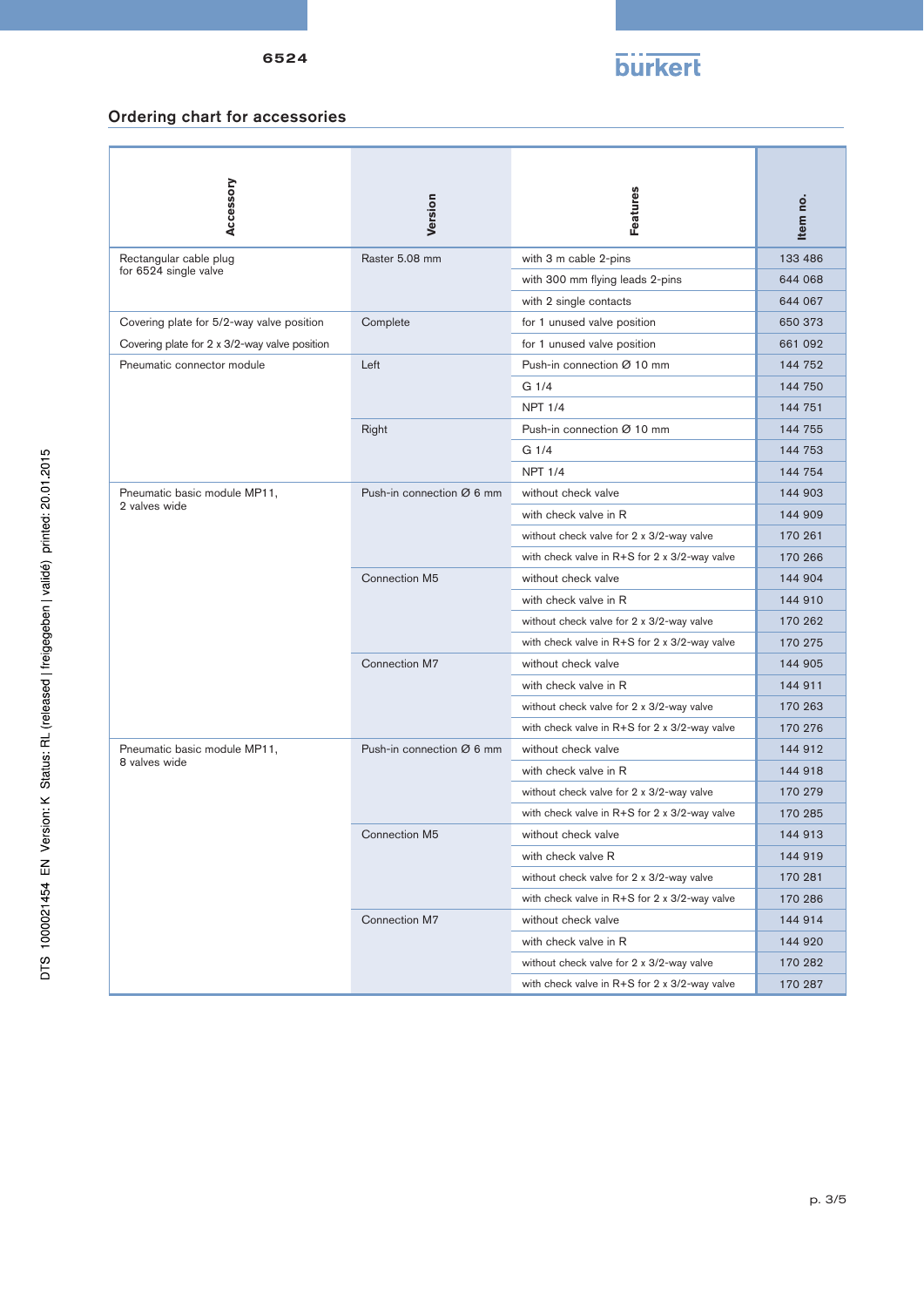## Ordering chart for accessories

| Accessory | Version | Features | Item no. |
|---|---|---|---|
| Rectangular cable plug for 6524 single valve | Raster 5.08 mm | with 3 m cable 2-pins | 133 486 |
| | | with 300 mm flying leads 2-pins | 644 068 |
| | | with 2 single contacts | 644 067 |
| Covering plate for 5/2-way valve position | Complete | for 1 unused valve position | 650 373 |
| Covering plate for 2 x 3/2-way valve position | | for 1 unused valve position | 661 092 |
| Pneumatic connector module | Left | Push-in connection Ø 10 mm | 144 752 |
| | | G 1/4 | 144 750 |
| | | NPT 1/4 | 144 751 |
| | Right | Push-in connection Ø 10 mm | 144 755 |
| | | G 1/4 | 144 753 |
| | | NPT 1/4 | 144 754 |
| Pneumatic basic module MP11, 2 valves wide | Push-in connection Ø 6 mm | without check valve | 144 903 |
| | | with check valve in R | 144 909 |
| | | without check valve for 2 x 3/2-way valve | 170 261 |
| | | with check valve in R+S for 2 x 3/2-way valve | 170 266 |
| | Connection M5 | without check valve | 144 904 |
| | | with check valve in R | 144 910 |
| | | without check valve for 2 x 3/2-way valve | 170 262 |
| | | with check valve in R+S for 2 x 3/2-way valve | 170 275 |
| | Connection M7 | without check valve | 144 905 |
| | | with check valve in R | 144 911 |
| | | without check valve for 2 x 3/2-way valve | 170 263 |
| | | with check valve in R+S for 2 x 3/2-way valve | 170 276 |
| Pneumatic basic module MP11, 8 valves wide | Push-in connection Ø 6 mm | without check valve | 144 912 |
| | | with check valve in R | 144 918 |
| | | without check valve for 2 x 3/2-way valve | 170 279 |
| | | with check valve in R+S for 2 x 3/2-way valve | 170 285 |
| | Connection M5 | without check valve | 144 913 |
| | | with check valve R | 144 919 |
| | | without check valve for 2 x 3/2-way valve | 170 281 |
| | | with check valve in R+S for 2 x 3/2-way valve | 170 286 |
| | Connection M7 | without check valve | 144 914 |
| | | with check valve in R | 144 920 |
| | | without check valve for 2 x 3/2-way valve | 170 282 |
| | | with check valve in R+S for 2 x 3/2-way valve | 170 287 |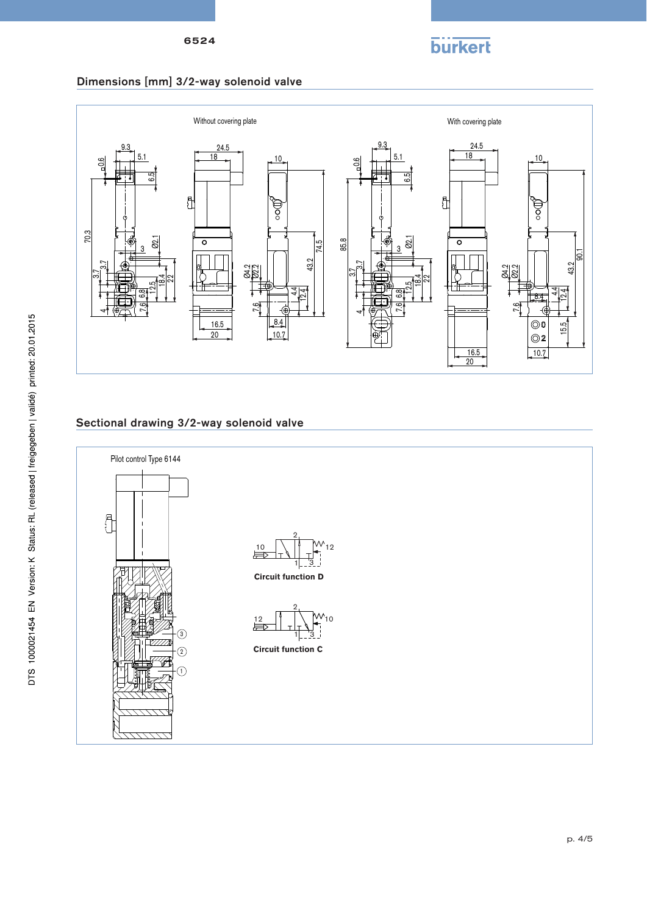## Dimensions [mm] 3/2-way solenoid valve

Without covering plate

With covering plate

## Sectional drawing 3/2-way solenoid valve

Pilot control Type 6144

Circuit function D

Circuit function C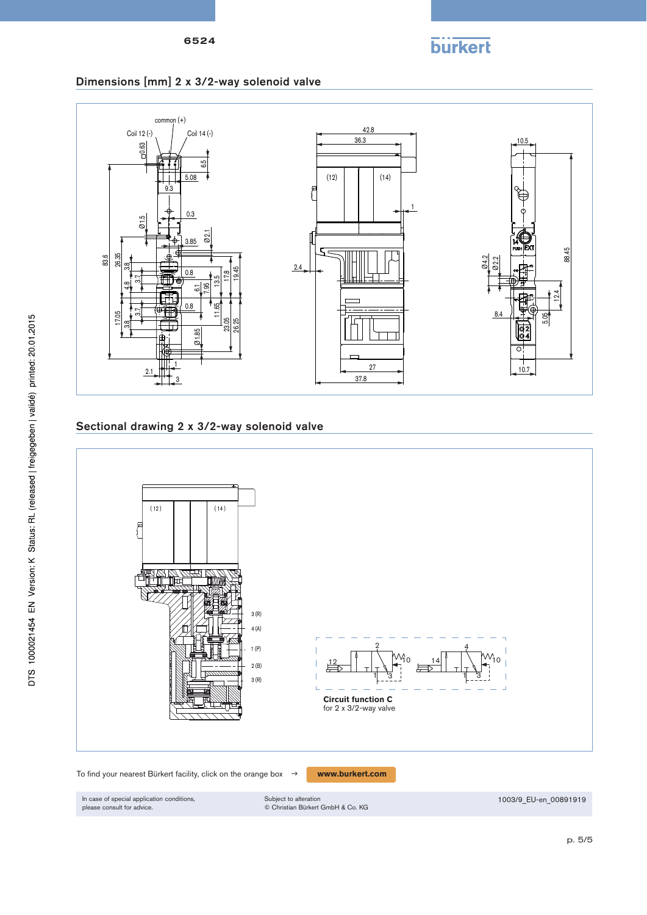## Dimensions [mm] 2 x 3/2-way solenoid valve

common (+)
Coil 12 (-)
Coil 14 (-)
□0.63
6.5
5.08
9.3
Ø1.5
0.3
3.85
Ø2.1
83.6
26.35
3.8
3.7
4.8
0.8
6.1
7.95
13.5
17.8
19.45
17.05
3.7
3.8
0.8
11.65
23.05
26.25
Ø1.85
2.1
1
3

42.8
36.3
(12)
(14)
1
2.4
27
37.8

10.5
14 PUSH EXT
Ø4.2
Ø2.2
2
4
88.45
12.4
8.4
5.05
10.7

## Sectional drawing 2 x 3/2-way solenoid valve

(12)
(14)
3 (R)
4 (A)
1 (P)
2 (B)
3 (R)

12
2
10
1
3
14
4
10
1
3

**Circuit function C**
for 2 x 3/2-way valve

To find your nearest Bürkert facility, click on the orange box → **www.burkert.com**

In case of special application conditions, please consult for advice.

Subject to alteration
© Christian Bürkert GmbH & Co. KG

1003/9_EU-en_00891919